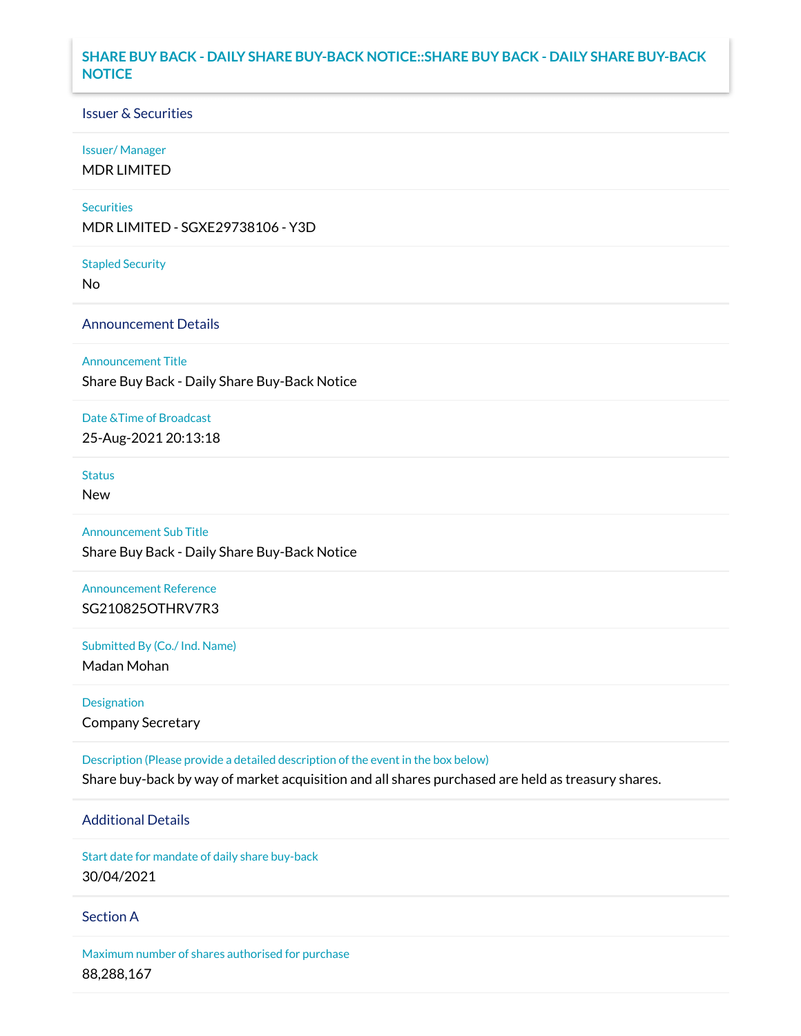# SHARE BUY BACK - DAILY SHARE BUY-BACK NOTICE::SHARE BUY BACK - DAILY SHARE BUY-BACK NOTICE

## Issuer & Securities

**Issuer/ Manager**

MDR LIMITED

**Securities**

MDR LIMITED - SGXE29738106 - Y3D

**Stapled Security**

No

## Announcement Details

**Announcement Title**

Share Buy Back - Daily Share Buy-Back Notice

**Date &Time of Broadcast**

25-Aug-2021 20:13:18

**Status**

New

**Announcement Sub Title**

Share Buy Back - Daily Share Buy-Back Notice

**Announcement Reference**

SG210825OTHRV7R3

**Submitted By (Co./ Ind. Name)**

Madan Mohan

**Designation**

Company Secretary

**Description (Please provide a detailed description of the event in the box below)**

Share buy-back by way of market acquisition and all shares purchased are held as treasury shares.

## Additional Details

**Start date for mandate of daily share buy-back**

30/04/2021

## Section A

**Maximum number of shares authorised for purchase**

88,288,167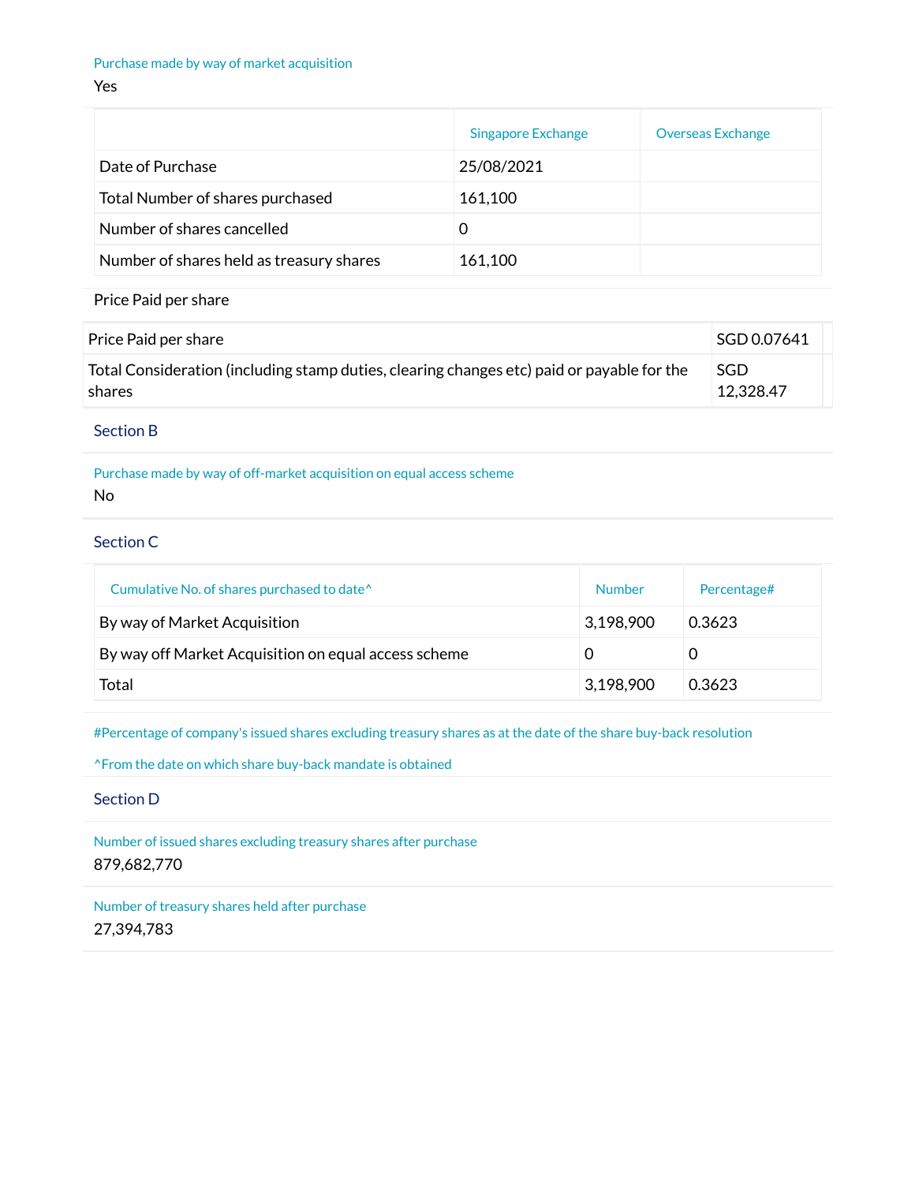Purchase made by way of market acquisition

Yes

| | Singapore Exchange | Overseas Exchange |
| --- | --- | --- |
| Date of Purchase | 25/08/2021 | |
| Total Number of shares purchased | 161,100 | |
| Number of shares cancelled | 0 | |
| Number of shares held as treasury shares | 161,100 | |

Price Paid per share

| | |
| --- | --- |
| Price Paid per share | SGD 0.07641 |
| Total Consideration (including stamp duties, clearing changes etc) paid or payable for the shares | SGD 12,328.47 |

## Section B

Purchase made by way of off-market acquisition on equal access scheme

No

## Section C

| Cumulative No. of shares purchased to date^ | Number | Percentage# |
| --- | --- | --- |
| By way of Market Acquisition | 3,198,900 | 0.3623 |
| By way off Market Acquisition on equal access scheme | 0 | 0 |
| Total | 3,198,900 | 0.3623 |

#Percentage of company's issued shares excluding treasury shares as at the date of the share buy-back resolution

^From the date on which share buy-back mandate is obtained

## Section D

Number of issued shares excluding treasury shares after purchase

879,682,770

Number of treasury shares held after purchase

27,394,783